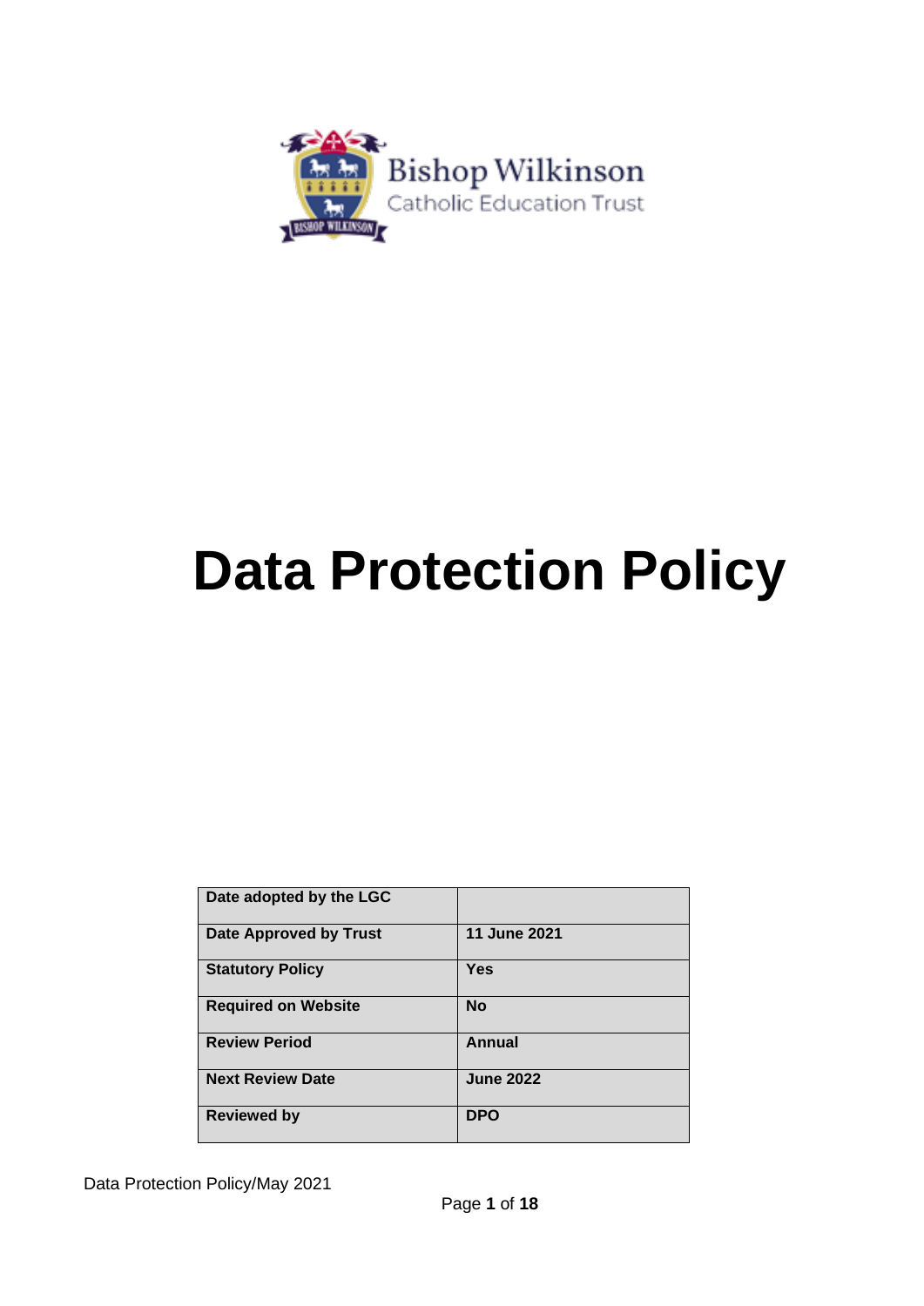Bishop Wilkinson
Catholic Education Trust

# Data Protection Policy

| Date adopted by the LGC | |
|---|---|
| **Date Approved by Trust** | **11 June 2021** |
| **Statutory Policy** | **Yes** |
| **Required on Website** | **No** |
| **Review Period** | **Annual** |
| **Next Review Date** | **June 2022** |
| **Reviewed by** | **DPO** |

Data Protection Policy/May 2021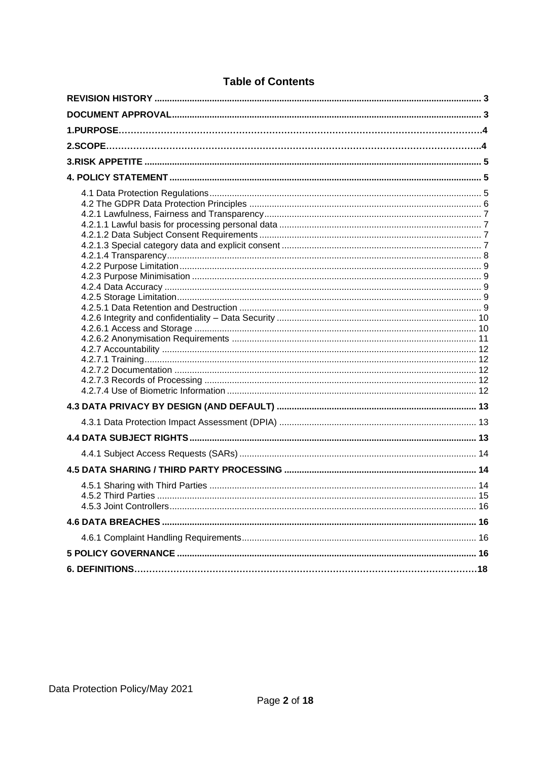## Table of Contents

| | |
|---|---|
| **REVISION HISTORY** | **3** |
| **DOCUMENT APPROVAL** | **3** |
| **1.PURPOSE** | **4** |
| **2.SCOPE** | **4** |
| **3.RISK APPETITE** | **5** |
| **4. POLICY STATEMENT** | **5** |
| 4.1 Data Protection Regulations | 5 |
| 4.2 The GDPR Data Protection Principles | 6 |
| 4.2.1 Lawfulness, Fairness and Transparency | 7 |
| 4.2.1.1 Lawful basis for processing personal data | 7 |
| 4.2.1.2 Data Subject Consent Requirements | 7 |
| 4.2.1.3 Special category data and explicit consent | 7 |
| 4.2.1.4 Transparency | 8 |
| 4.2.2 Purpose Limitation | 9 |
| 4.2.3 Purpose Minimisation | 9 |
| 4.2.4 Data Accuracy | 9 |
| 4.2.5 Storage Limitation | 9 |
| 4.2.5.1 Data Retention and Destruction | 9 |
| 4.2.6 Integrity and confidentiality – Data Security | 10 |
| 4.2.6.1 Access and Storage | 10 |
| 4.2.6.2 Anonymisation Requirements | 11 |
| 4.2.7 Accountability | 12 |
| 4.2.7.1 Training | 12 |
| 4.2.7.2 Documentation | 12 |
| 4.2.7.3 Records of Processing | 12 |
| 4.2.7.4 Use of Biometric Information | 12 |
| **4.3 DATA PRIVACY BY DESIGN (AND DEFAULT)** | **13** |
| 4.3.1 Data Protection Impact Assessment (DPIA) | 13 |
| **4.4 DATA SUBJECT RIGHTS** | **13** |
| 4.4.1 Subject Access Requests (SARs) | 14 |
| **4.5 DATA SHARING / THIRD PARTY PROCESSING** | **14** |
| 4.5.1 Sharing with Third Parties | 14 |
| 4.5.2 Third Parties | 15 |
| 4.5.3 Joint Controllers | 16 |
| **4.6 DATA BREACHES** | **16** |
| 4.6.1 Complaint Handling Requirements | 16 |
| **5 POLICY GOVERNANCE** | **16** |
| **6. DEFINITIONS** | **18** |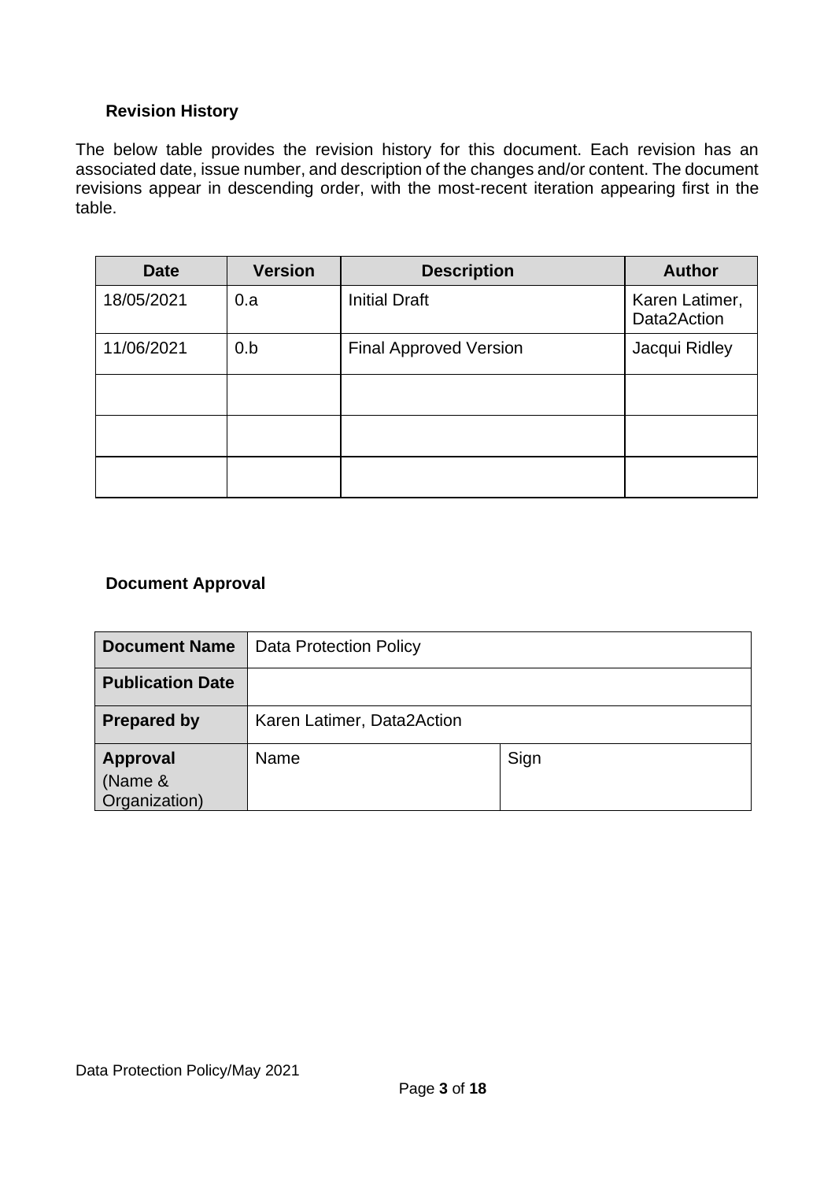## Revision History

The below table provides the revision history for this document. Each revision has an associated date, issue number, and description of the changes and/or content. The document revisions appear in descending order, with the most-recent iteration appearing first in the table.

| Date | Version | Description | Author |
|---|---|---|---|
| 18/05/2021 | 0.a | Initial Draft | Karen Latimer, Data2Action |
| 11/06/2021 | 0.b | Final Approved Version | Jacqui Ridley |
| | | | |
| | | | |
| | | | |

## Document Approval

| **Document Name** | Data Protection Policy | |
|---|---|---|
| **Publication Date** | | |
| **Prepared by** | Karen Latimer, Data2Action | |
| **Approval** (Name & Organization) | Name | Sign |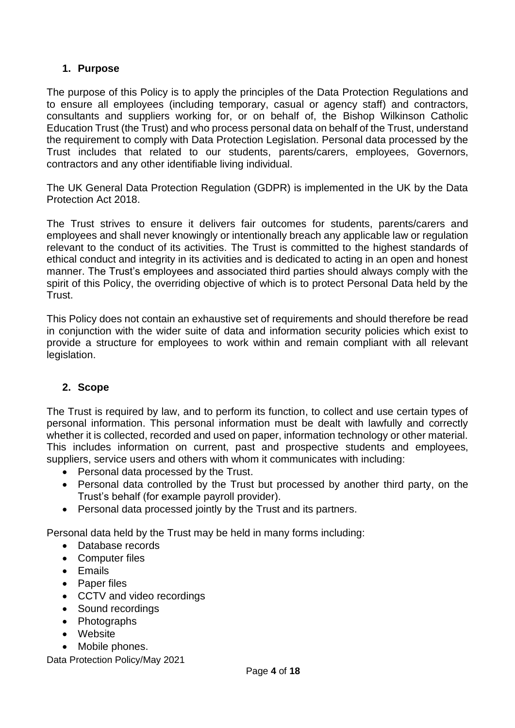## 1. Purpose

The purpose of this Policy is to apply the principles of the Data Protection Regulations and to ensure all employees (including temporary, casual or agency staff) and contractors, consultants and suppliers working for, or on behalf of, the Bishop Wilkinson Catholic Education Trust (the Trust) and who process personal data on behalf of the Trust, understand the requirement to comply with Data Protection Legislation. Personal data processed by the Trust includes that related to our students, parents/carers, employees, Governors, contractors and any other identifiable living individual.

The UK General Data Protection Regulation (GDPR) is implemented in the UK by the Data Protection Act 2018.

The Trust strives to ensure it delivers fair outcomes for students, parents/carers and employees and shall never knowingly or intentionally breach any applicable law or regulation relevant to the conduct of its activities. The Trust is committed to the highest standards of ethical conduct and integrity in its activities and is dedicated to acting in an open and honest manner. The Trust's employees and associated third parties should always comply with the spirit of this Policy, the overriding objective of which is to protect Personal Data held by the Trust.

This Policy does not contain an exhaustive set of requirements and should therefore be read in conjunction with the wider suite of data and information security policies which exist to provide a structure for employees to work within and remain compliant with all relevant legislation.

## 2. Scope

The Trust is required by law, and to perform its function, to collect and use certain types of personal information. This personal information must be dealt with lawfully and correctly whether it is collected, recorded and used on paper, information technology or other material. This includes information on current, past and prospective students and employees, suppliers, service users and others with whom it communicates with including:

- Personal data processed by the Trust.
- Personal data controlled by the Trust but processed by another third party, on the Trust's behalf (for example payroll provider).
- Personal data processed jointly by the Trust and its partners.

Personal data held by the Trust may be held in many forms including:

- Database records
- Computer files
- Emails
- Paper files
- CCTV and video recordings
- Sound recordings
- Photographs
- Website
- Mobile phones.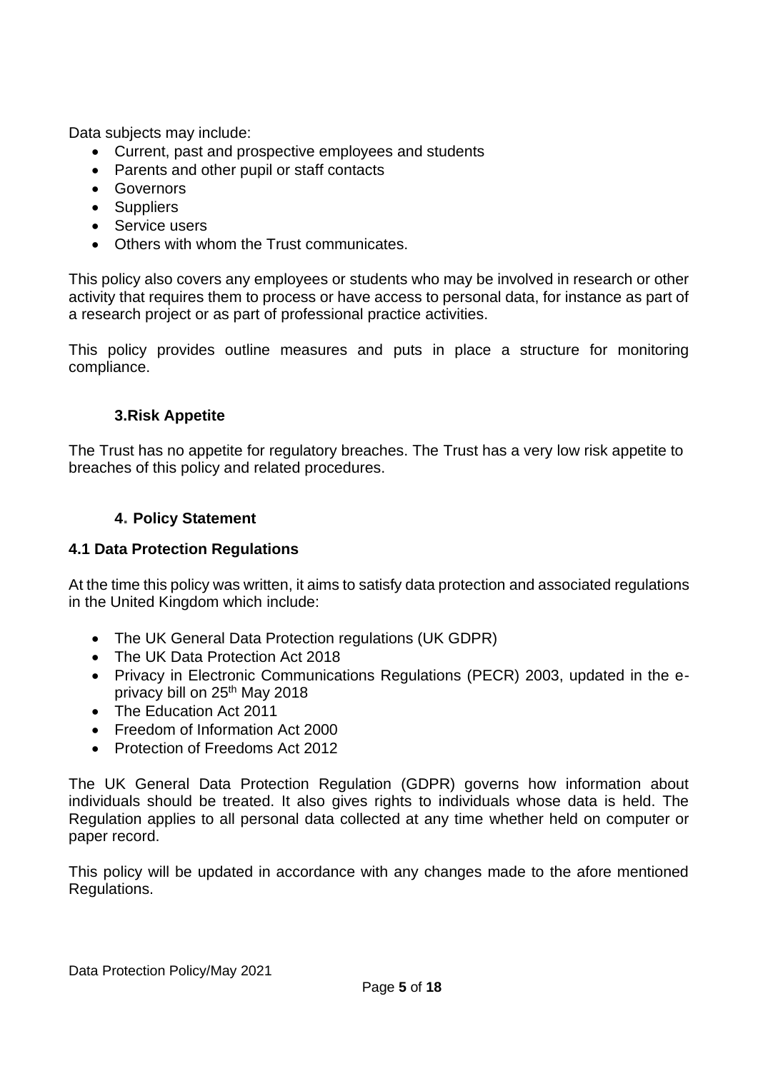Data subjects may include:

- Current, past and prospective employees and students
- Parents and other pupil or staff contacts
- Governors
- Suppliers
- Service users
- Others with whom the Trust communicates.

This policy also covers any employees or students who may be involved in research or other activity that requires them to process or have access to personal data, for instance as part of a research project or as part of professional practice activities.

This policy provides outline measures and puts in place a structure for monitoring compliance.

## 3.Risk Appetite

The Trust has no appetite for regulatory breaches. The Trust has a very low risk appetite to breaches of this policy and related procedures.

## 4. Policy Statement

### 4.1 Data Protection Regulations

At the time this policy was written, it aims to satisfy data protection and associated regulations in the United Kingdom which include:

- The UK General Data Protection regulations (UK GDPR)
- The UK Data Protection Act 2018
- Privacy in Electronic Communications Regulations (PECR) 2003, updated in the e-privacy bill on 25th May 2018
- The Education Act 2011
- Freedom of Information Act 2000
- Protection of Freedoms Act 2012

The UK General Data Protection Regulation (GDPR) governs how information about individuals should be treated. It also gives rights to individuals whose data is held. The Regulation applies to all personal data collected at any time whether held on computer or paper record.

This policy will be updated in accordance with any changes made to the afore mentioned Regulations.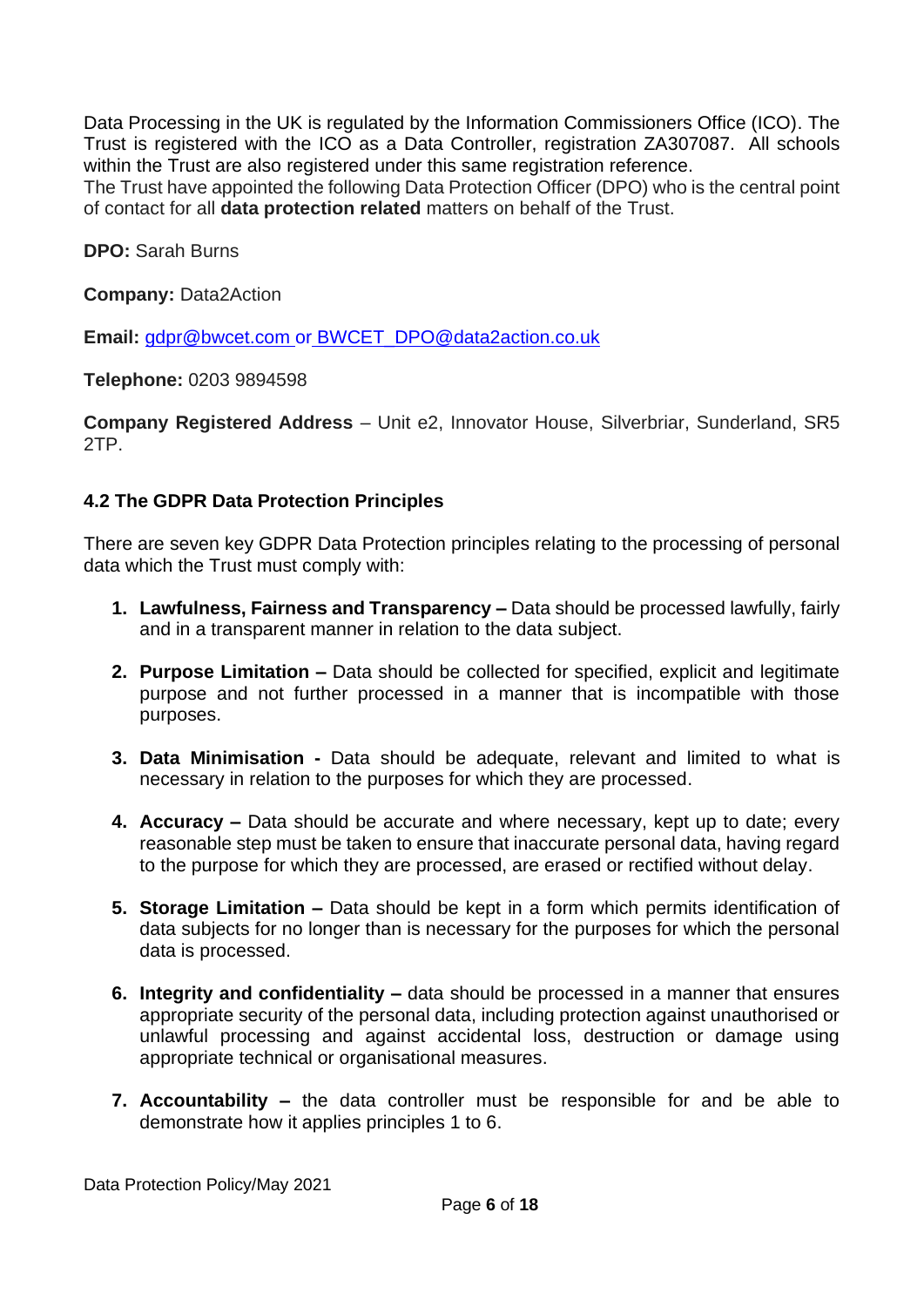Data Processing in the UK is regulated by the Information Commissioners Office (ICO). The Trust is registered with the ICO as a Data Controller, registration ZA307087. All schools within the Trust are also registered under this same registration reference.
The Trust have appointed the following Data Protection Officer (DPO) who is the central point of contact for all **data protection related** matters on behalf of the Trust.

**DPO:** Sarah Burns

**Company:** Data2Action

**Email:** gdpr@bwcet.com or BWCET_DPO@data2action.co.uk

**Telephone:** 0203 9894598

**Company Registered Address** – Unit e2, Innovator House, Silverbriar, Sunderland, SR5 2TP.

### 4.2 The GDPR Data Protection Principles

There are seven key GDPR Data Protection principles relating to the processing of personal data which the Trust must comply with:

1. **Lawfulness, Fairness and Transparency –** Data should be processed lawfully, fairly and in a transparent manner in relation to the data subject.
2. **Purpose Limitation –** Data should be collected for specified, explicit and legitimate purpose and not further processed in a manner that is incompatible with those purposes.
3. **Data Minimisation -** Data should be adequate, relevant and limited to what is necessary in relation to the purposes for which they are processed.
4. **Accuracy –** Data should be accurate and where necessary, kept up to date; every reasonable step must be taken to ensure that inaccurate personal data, having regard to the purpose for which they are processed, are erased or rectified without delay.
5. **Storage Limitation –** Data should be kept in a form which permits identification of data subjects for no longer than is necessary for the purposes for which the personal data is processed.
6. **Integrity and confidentiality –** data should be processed in a manner that ensures appropriate security of the personal data, including protection against unauthorised or unlawful processing and against accidental loss, destruction or damage using appropriate technical or organisational measures.
7. **Accountability –** the data controller must be responsible for and be able to demonstrate how it applies principles 1 to 6.

Data Protection Policy/May 2021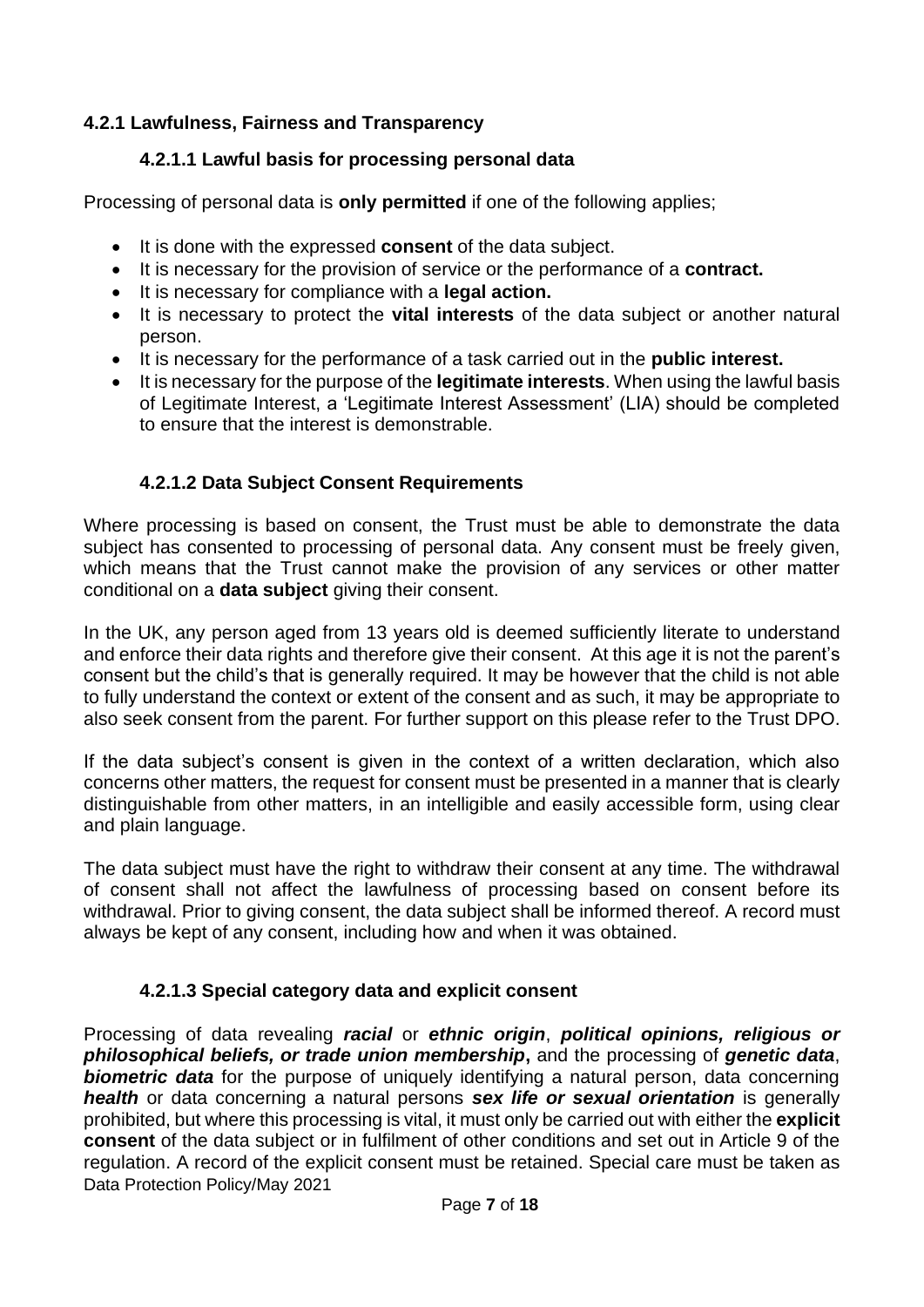### 4.2.1 Lawfulness, Fairness and Transparency

#### 4.2.1.1 Lawful basis for processing personal data

Processing of personal data is **only permitted** if one of the following applies;

- It is done with the expressed **consent** of the data subject.
- It is necessary for the provision of service or the performance of a **contract.**
- It is necessary for compliance with a **legal action.**
- It is necessary to protect the **vital interests** of the data subject or another natural person.
- It is necessary for the performance of a task carried out in the **public interest.**
- It is necessary for the purpose of the **legitimate interests**. When using the lawful basis of Legitimate Interest, a 'Legitimate Interest Assessment' (LIA) should be completed to ensure that the interest is demonstrable.

#### 4.2.1.2 Data Subject Consent Requirements

Where processing is based on consent, the Trust must be able to demonstrate the data subject has consented to processing of personal data. Any consent must be freely given, which means that the Trust cannot make the provision of any services or other matter conditional on a **data subject** giving their consent.

In the UK, any person aged from 13 years old is deemed sufficiently literate to understand and enforce their data rights and therefore give their consent. At this age it is not the parent's consent but the child's that is generally required. It may be however that the child is not able to fully understand the context or extent of the consent and as such, it may be appropriate to also seek consent from the parent. For further support on this please refer to the Trust DPO.

If the data subject's consent is given in the context of a written declaration, which also concerns other matters, the request for consent must be presented in a manner that is clearly distinguishable from other matters, in an intelligible and easily accessible form, using clear and plain language.

The data subject must have the right to withdraw their consent at any time. The withdrawal of consent shall not affect the lawfulness of processing based on consent before its withdrawal. Prior to giving consent, the data subject shall be informed thereof. A record must always be kept of any consent, including how and when it was obtained.

#### 4.2.1.3 Special category data and explicit consent

Processing of data revealing ***racial*** or ***ethnic origin***, ***political opinions, religious or philosophical beliefs, or trade union membership*****,** and the processing of ***genetic data***, ***biometric data*** for the purpose of uniquely identifying a natural person, data concerning ***health*** or data concerning a natural persons ***sex life or sexual orientation*** is generally prohibited, but where this processing is vital, it must only be carried out with either the **explicit consent** of the data subject or in fulfilment of other conditions and set out in Article 9 of the regulation. A record of the explicit consent must be retained. Special care must be taken as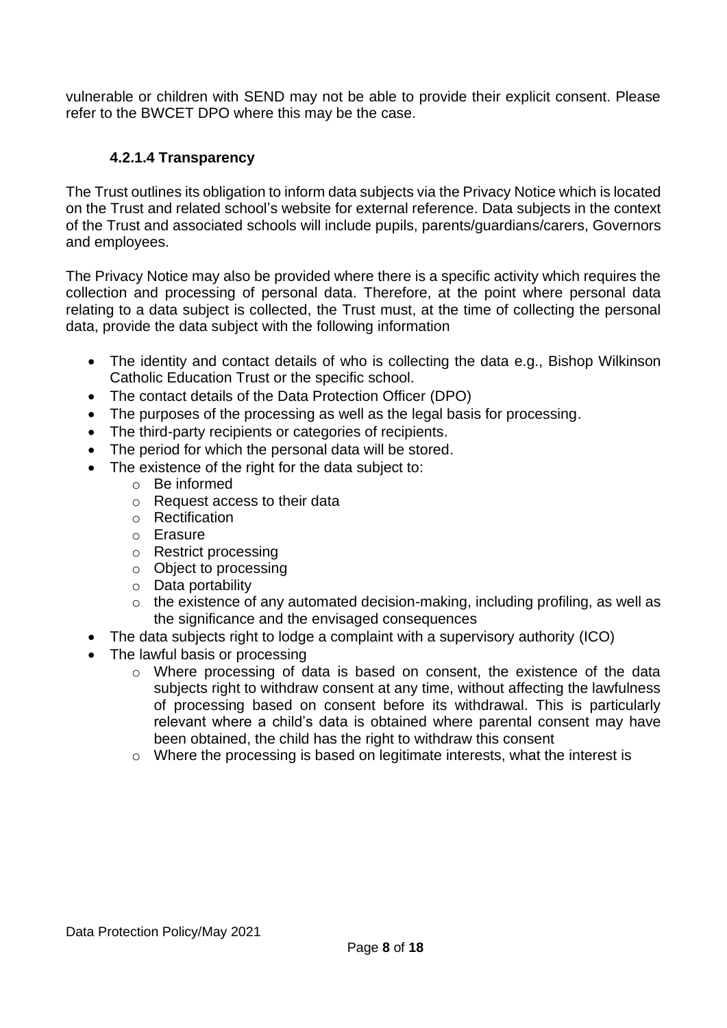vulnerable or children with SEND may not be able to provide their explicit consent. Please refer to the BWCET DPO where this may be the case.

#### 4.2.1.4 Transparency

The Trust outlines its obligation to inform data subjects via the Privacy Notice which is located on the Trust and related school's website for external reference. Data subjects in the context of the Trust and associated schools will include pupils, parents/guardians/carers, Governors and employees.

The Privacy Notice may also be provided where there is a specific activity which requires the collection and processing of personal data. Therefore, at the point where personal data relating to a data subject is collected, the Trust must, at the time of collecting the personal data, provide the data subject with the following information

- The identity and contact details of who is collecting the data e.g., Bishop Wilkinson Catholic Education Trust or the specific school.
- The contact details of the Data Protection Officer (DPO)
- The purposes of the processing as well as the legal basis for processing.
- The third-party recipients or categories of recipients.
- The period for which the personal data will be stored.
- The existence of the right for the data subject to:
  - Be informed
  - Request access to their data
  - Rectification
  - Erasure
  - Restrict processing
  - Object to processing
  - Data portability
  - the existence of any automated decision-making, including profiling, as well as the significance and the envisaged consequences
- The data subjects right to lodge a complaint with a supervisory authority (ICO)
- The lawful basis or processing
  - Where processing of data is based on consent, the existence of the data subjects right to withdraw consent at any time, without affecting the lawfulness of processing based on consent before its withdrawal. This is particularly relevant where a child's data is obtained where parental consent may have been obtained, the child has the right to withdraw this consent
  - Where the processing is based on legitimate interests, what the interest is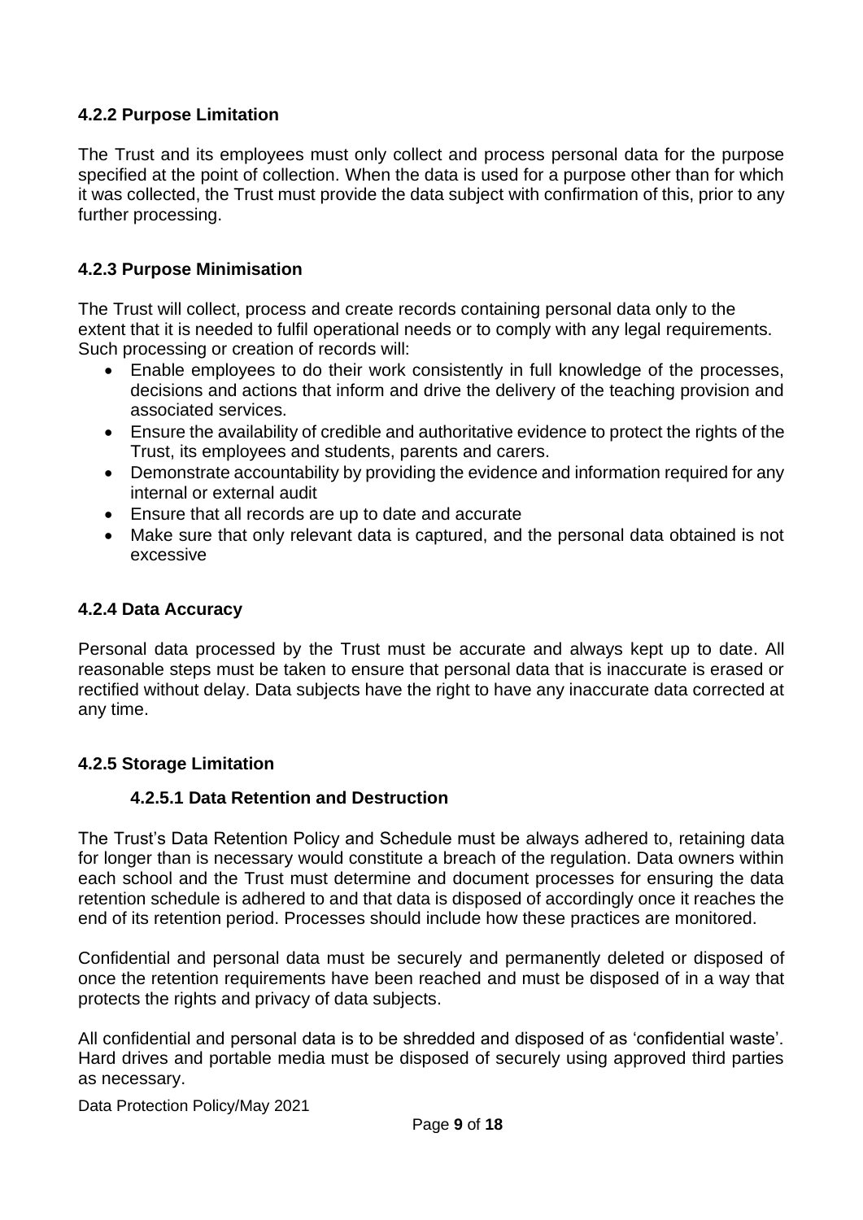### 4.2.2 Purpose Limitation

The Trust and its employees must only collect and process personal data for the purpose specified at the point of collection. When the data is used for a purpose other than for which it was collected, the Trust must provide the data subject with confirmation of this, prior to any further processing.

### 4.2.3 Purpose Minimisation

The Trust will collect, process and create records containing personal data only to the extent that it is needed to fulfil operational needs or to comply with any legal requirements. Such processing or creation of records will:

- Enable employees to do their work consistently in full knowledge of the processes, decisions and actions that inform and drive the delivery of the teaching provision and associated services.
- Ensure the availability of credible and authoritative evidence to protect the rights of the Trust, its employees and students, parents and carers.
- Demonstrate accountability by providing the evidence and information required for any internal or external audit
- Ensure that all records are up to date and accurate
- Make sure that only relevant data is captured, and the personal data obtained is not excessive

### 4.2.4 Data Accuracy

Personal data processed by the Trust must be accurate and always kept up to date. All reasonable steps must be taken to ensure that personal data that is inaccurate is erased or rectified without delay. Data subjects have the right to have any inaccurate data corrected at any time.

### 4.2.5 Storage Limitation

#### 4.2.5.1 Data Retention and Destruction

The Trust's Data Retention Policy and Schedule must be always adhered to, retaining data for longer than is necessary would constitute a breach of the regulation. Data owners within each school and the Trust must determine and document processes for ensuring the data retention schedule is adhered to and that data is disposed of accordingly once it reaches the end of its retention period. Processes should include how these practices are monitored.

Confidential and personal data must be securely and permanently deleted or disposed of once the retention requirements have been reached and must be disposed of in a way that protects the rights and privacy of data subjects.

All confidential and personal data is to be shredded and disposed of as 'confidential waste'. Hard drives and portable media must be disposed of securely using approved third parties as necessary.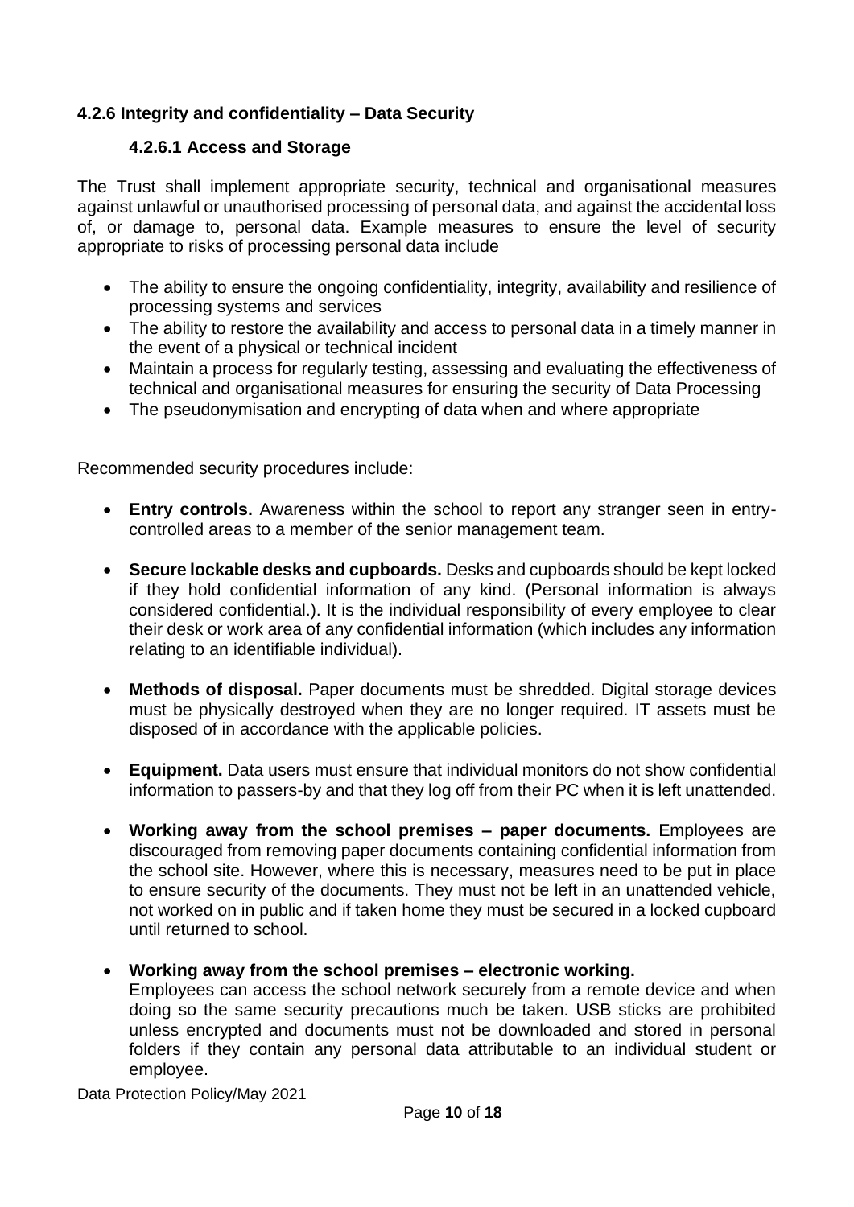### 4.2.6 Integrity and confidentiality – Data Security

#### 4.2.6.1 Access and Storage

The Trust shall implement appropriate security, technical and organisational measures against unlawful or unauthorised processing of personal data, and against the accidental loss of, or damage to, personal data. Example measures to ensure the level of security appropriate to risks of processing personal data include

- The ability to ensure the ongoing confidentiality, integrity, availability and resilience of processing systems and services
- The ability to restore the availability and access to personal data in a timely manner in the event of a physical or technical incident
- Maintain a process for regularly testing, assessing and evaluating the effectiveness of technical and organisational measures for ensuring the security of Data Processing
- The pseudonymisation and encrypting of data when and where appropriate

Recommended security procedures include:

- **Entry controls.** Awareness within the school to report any stranger seen in entry-controlled areas to a member of the senior management team.

- **Secure lockable desks and cupboards.** Desks and cupboards should be kept locked if they hold confidential information of any kind. (Personal information is always considered confidential.). It is the individual responsibility of every employee to clear their desk or work area of any confidential information (which includes any information relating to an identifiable individual).

- **Methods of disposal.** Paper documents must be shredded. Digital storage devices must be physically destroyed when they are no longer required. IT assets must be disposed of in accordance with the applicable policies.

- **Equipment.** Data users must ensure that individual monitors do not show confidential information to passers-by and that they log off from their PC when it is left unattended.

- **Working away from the school premises – paper documents.** Employees are discouraged from removing paper documents containing confidential information from the school site. However, where this is necessary, measures need to be put in place to ensure security of the documents. They must not be left in an unattended vehicle, not worked on in public and if taken home they must be secured in a locked cupboard until returned to school.

- **Working away from the school premises – electronic working.**
  Employees can access the school network securely from a remote device and when doing so the same security precautions much be taken. USB sticks are prohibited unless encrypted and documents must not be downloaded and stored in personal folders if they contain any personal data attributable to an individual student or employee.

Data Protection Policy/May 2021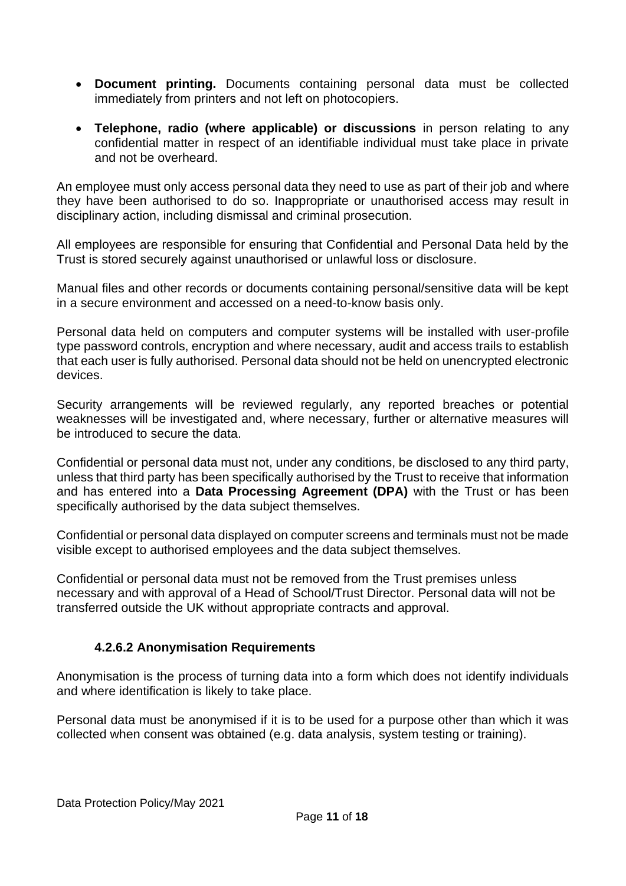- **Document printing.** Documents containing personal data must be collected immediately from printers and not left on photocopiers.

- **Telephone, radio (where applicable) or discussions** in person relating to any confidential matter in respect of an identifiable individual must take place in private and not be overheard.

An employee must only access personal data they need to use as part of their job and where they have been authorised to do so. Inappropriate or unauthorised access may result in disciplinary action, including dismissal and criminal prosecution.

All employees are responsible for ensuring that Confidential and Personal Data held by the Trust is stored securely against unauthorised or unlawful loss or disclosure.

Manual files and other records or documents containing personal/sensitive data will be kept in a secure environment and accessed on a need-to-know basis only.

Personal data held on computers and computer systems will be installed with user-profile type password controls, encryption and where necessary, audit and access trails to establish that each user is fully authorised. Personal data should not be held on unencrypted electronic devices.

Security arrangements will be reviewed regularly, any reported breaches or potential weaknesses will be investigated and, where necessary, further or alternative measures will be introduced to secure the data.

Confidential or personal data must not, under any conditions, be disclosed to any third party, unless that third party has been specifically authorised by the Trust to receive that information and has entered into a **Data Processing Agreement (DPA)** with the Trust or has been specifically authorised by the data subject themselves.

Confidential or personal data displayed on computer screens and terminals must not be made visible except to authorised employees and the data subject themselves.

Confidential or personal data must not be removed from the Trust premises unless necessary and with approval of a Head of School/Trust Director. Personal data will not be transferred outside the UK without appropriate contracts and approval.

#### 4.2.6.2 Anonymisation Requirements

Anonymisation is the process of turning data into a form which does not identify individuals and where identification is likely to take place.

Personal data must be anonymised if it is to be used for a purpose other than which it was collected when consent was obtained (e.g. data analysis, system testing or training).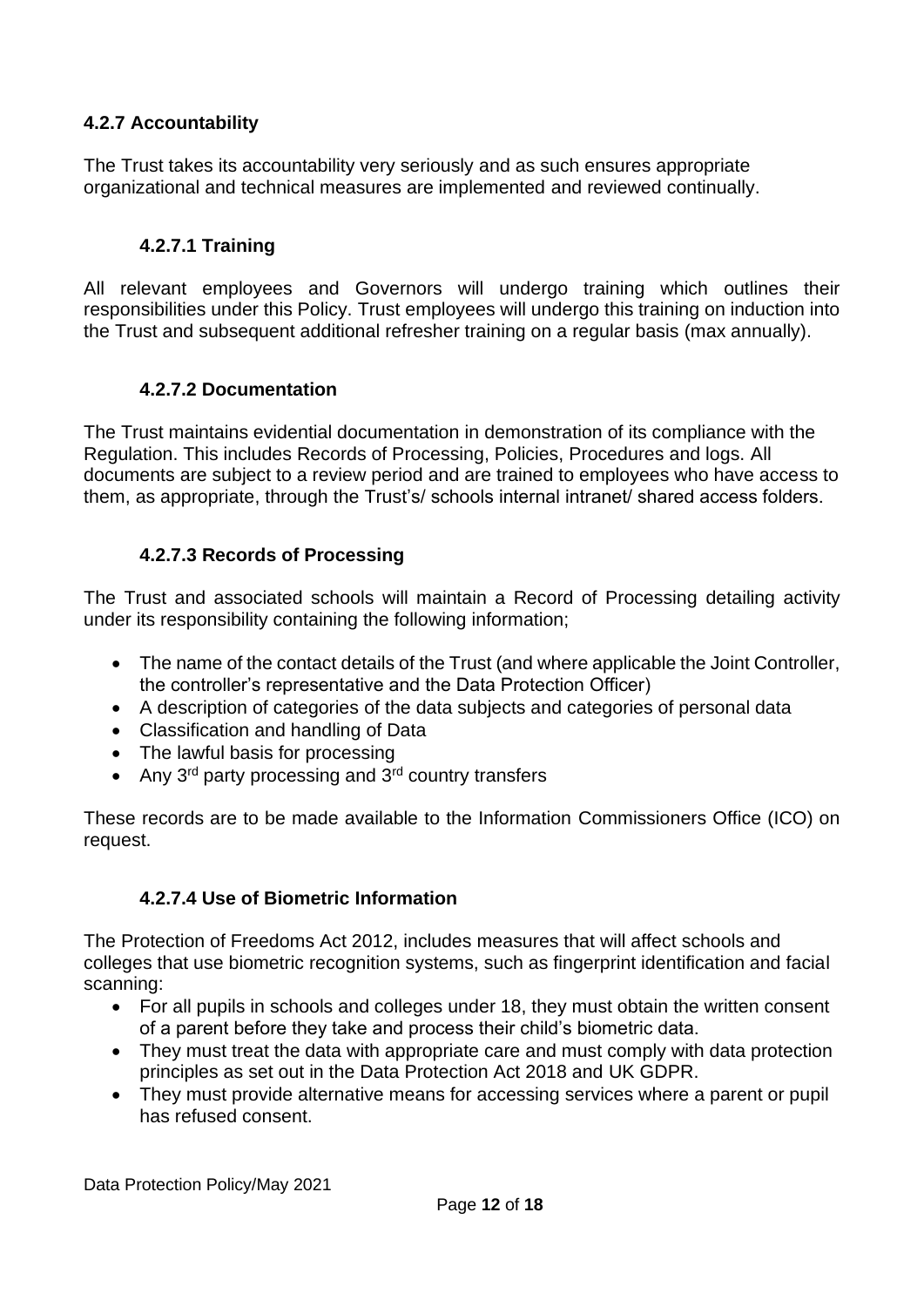### 4.2.7 Accountability

The Trust takes its accountability very seriously and as such ensures appropriate organizational and technical measures are implemented and reviewed continually.

#### 4.2.7.1 Training

All relevant employees and Governors will undergo training which outlines their responsibilities under this Policy. Trust employees will undergo this training on induction into the Trust and subsequent additional refresher training on a regular basis (max annually).

#### 4.2.7.2 Documentation

The Trust maintains evidential documentation in demonstration of its compliance with the Regulation. This includes Records of Processing, Policies, Procedures and logs. All documents are subject to a review period and are trained to employees who have access to them, as appropriate, through the Trust's/ schools internal intranet/ shared access folders.

#### 4.2.7.3 Records of Processing

The Trust and associated schools will maintain a Record of Processing detailing activity under its responsibility containing the following information;

- The name of the contact details of the Trust (and where applicable the Joint Controller, the controller's representative and the Data Protection Officer)
- A description of categories of the data subjects and categories of personal data
- Classification and handling of Data
- The lawful basis for processing
- Any 3rd party processing and 3rd country transfers

These records are to be made available to the Information Commissioners Office (ICO) on request.

#### 4.2.7.4 Use of Biometric Information

The Protection of Freedoms Act 2012, includes measures that will affect schools and colleges that use biometric recognition systems, such as fingerprint identification and facial scanning:

- For all pupils in schools and colleges under 18, they must obtain the written consent of a parent before they take and process their child's biometric data.
- They must treat the data with appropriate care and must comply with data protection principles as set out in the Data Protection Act 2018 and UK GDPR.
- They must provide alternative means for accessing services where a parent or pupil has refused consent.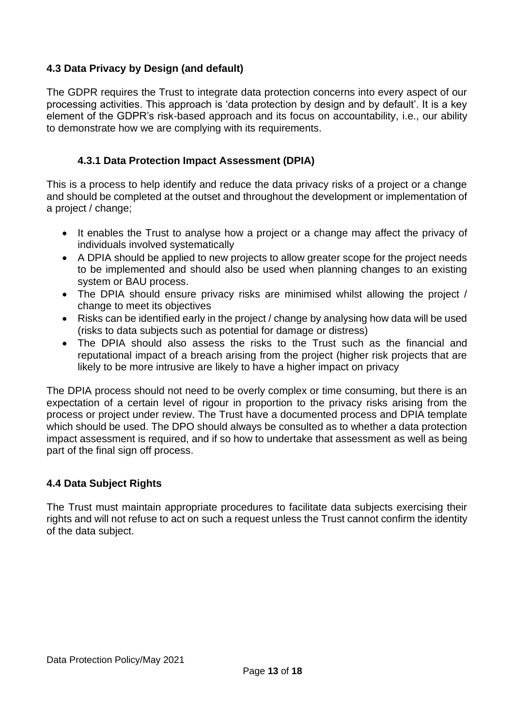## 4.3 Data Privacy by Design (and default)

The GDPR requires the Trust to integrate data protection concerns into every aspect of our processing activities. This approach is 'data protection by design and by default'. It is a key element of the GDPR's risk-based approach and its focus on accountability, i.e., our ability to demonstrate how we are complying with its requirements.

### 4.3.1 Data Protection Impact Assessment (DPIA)

This is a process to help identify and reduce the data privacy risks of a project or a change and should be completed at the outset and throughout the development or implementation of a project / change;

- It enables the Trust to analyse how a project or a change may affect the privacy of individuals involved systematically
- A DPIA should be applied to new projects to allow greater scope for the project needs to be implemented and should also be used when planning changes to an existing system or BAU process.
- The DPIA should ensure privacy risks are minimised whilst allowing the project / change to meet its objectives
- Risks can be identified early in the project / change by analysing how data will be used (risks to data subjects such as potential for damage or distress)
- The DPIA should also assess the risks to the Trust such as the financial and reputational impact of a breach arising from the project (higher risk projects that are likely to be more intrusive are likely to have a higher impact on privacy

The DPIA process should not need to be overly complex or time consuming, but there is an expectation of a certain level of rigour in proportion to the privacy risks arising from the process or project under review. The Trust have a documented process and DPIA template which should be used. The DPO should always be consulted as to whether a data protection impact assessment is required, and if so how to undertake that assessment as well as being part of the final sign off process.

## 4.4 Data Subject Rights

The Trust must maintain appropriate procedures to facilitate data subjects exercising their rights and will not refuse to act on such a request unless the Trust cannot confirm the identity of the data subject.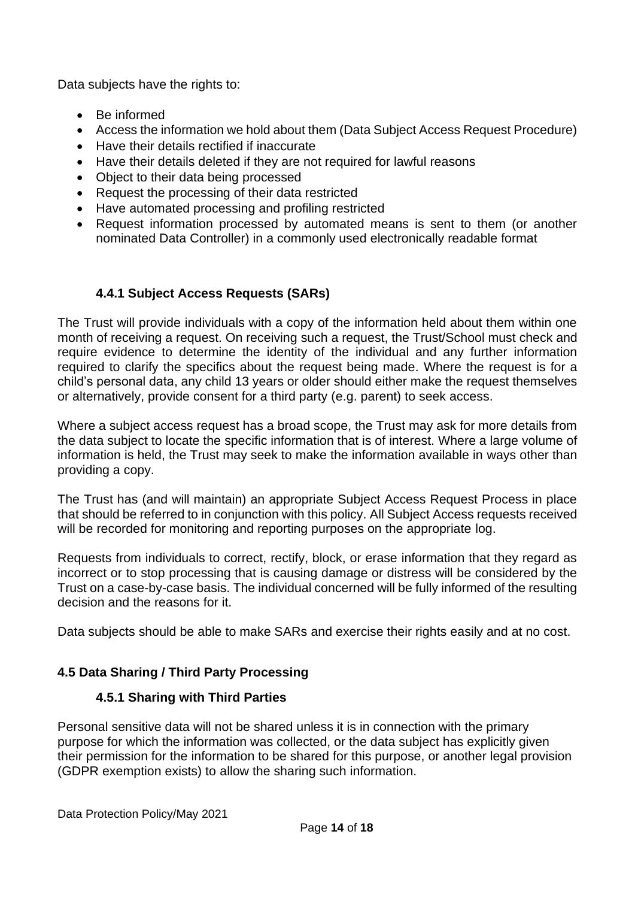Data subjects have the rights to:

- Be informed
- Access the information we hold about them (Data Subject Access Request Procedure)
- Have their details rectified if inaccurate
- Have their details deleted if they are not required for lawful reasons
- Object to their data being processed
- Request the processing of their data restricted
- Have automated processing and profiling restricted
- Request information processed by automated means is sent to them (or another nominated Data Controller) in a commonly used electronically readable format

### 4.4.1 Subject Access Requests (SARs)

The Trust will provide individuals with a copy of the information held about them within one month of receiving a request. On receiving such a request, the Trust/School must check and require evidence to determine the identity of the individual and any further information required to clarify the specifics about the request being made. Where the request is for a child's personal data, any child 13 years or older should either make the request themselves or alternatively, provide consent for a third party (e.g. parent) to seek access.

Where a subject access request has a broad scope, the Trust may ask for more details from the data subject to locate the specific information that is of interest. Where a large volume of information is held, the Trust may seek to make the information available in ways other than providing a copy.

The Trust has (and will maintain) an appropriate Subject Access Request Process in place that should be referred to in conjunction with this policy. All Subject Access requests received will be recorded for monitoring and reporting purposes on the appropriate log.

Requests from individuals to correct, rectify, block, or erase information that they regard as incorrect or to stop processing that is causing damage or distress will be considered by the Trust on a case-by-case basis. The individual concerned will be fully informed of the resulting decision and the reasons for it.

Data subjects should be able to make SARs and exercise their rights easily and at no cost.

## 4.5 Data Sharing / Third Party Processing

### 4.5.1 Sharing with Third Parties

Personal sensitive data will not be shared unless it is in connection with the primary purpose for which the information was collected, or the data subject has explicitly given their permission for the information to be shared for this purpose, or another legal provision (GDPR exemption exists) to allow the sharing such information.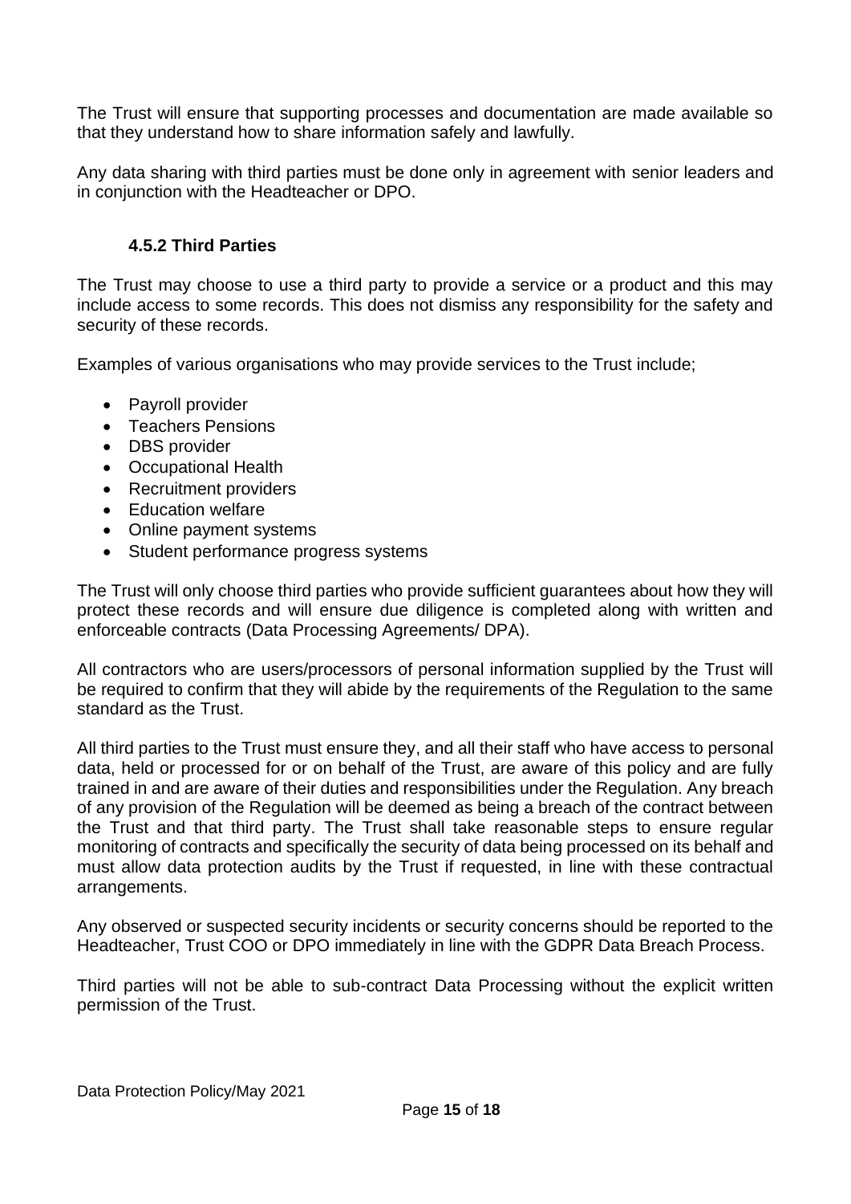The Trust will ensure that supporting processes and documentation are made available so that they understand how to share information safely and lawfully.

Any data sharing with third parties must be done only in agreement with senior leaders and in conjunction with the Headteacher or DPO.

#### 4.5.2 Third Parties

The Trust may choose to use a third party to provide a service or a product and this may include access to some records. This does not dismiss any responsibility for the safety and security of these records.

Examples of various organisations who may provide services to the Trust include;

- Payroll provider
- Teachers Pensions
- DBS provider
- Occupational Health
- Recruitment providers
- Education welfare
- Online payment systems
- Student performance progress systems

The Trust will only choose third parties who provide sufficient guarantees about how they will protect these records and will ensure due diligence is completed along with written and enforceable contracts (Data Processing Agreements/ DPA).

All contractors who are users/processors of personal information supplied by the Trust will be required to confirm that they will abide by the requirements of the Regulation to the same standard as the Trust.

All third parties to the Trust must ensure they, and all their staff who have access to personal data, held or processed for or on behalf of the Trust, are aware of this policy and are fully trained in and are aware of their duties and responsibilities under the Regulation. Any breach of any provision of the Regulation will be deemed as being a breach of the contract between the Trust and that third party. The Trust shall take reasonable steps to ensure regular monitoring of contracts and specifically the security of data being processed on its behalf and must allow data protection audits by the Trust if requested, in line with these contractual arrangements.

Any observed or suspected security incidents or security concerns should be reported to the Headteacher, Trust COO or DPO immediately in line with the GDPR Data Breach Process.

Third parties will not be able to sub-contract Data Processing without the explicit written permission of the Trust.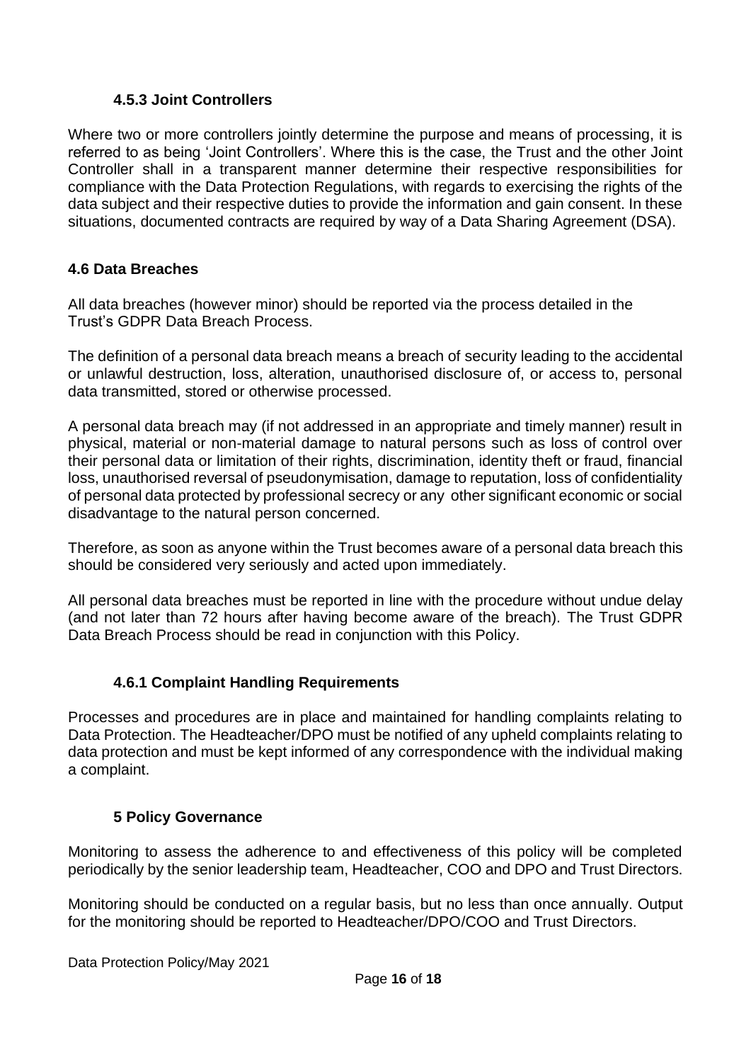### 4.5.3 Joint Controllers

Where two or more controllers jointly determine the purpose and means of processing, it is referred to as being 'Joint Controllers'. Where this is the case, the Trust and the other Joint Controller shall in a transparent manner determine their respective responsibilities for compliance with the Data Protection Regulations, with regards to exercising the rights of the data subject and their respective duties to provide the information and gain consent. In these situations, documented contracts are required by way of a Data Sharing Agreement (DSA).

## 4.6 Data Breaches

All data breaches (however minor) should be reported via the process detailed in the Trust's GDPR Data Breach Process.

The definition of a personal data breach means a breach of security leading to the accidental or unlawful destruction, loss, alteration, unauthorised disclosure of, or access to, personal data transmitted, stored or otherwise processed.

A personal data breach may (if not addressed in an appropriate and timely manner) result in physical, material or non-material damage to natural persons such as loss of control over their personal data or limitation of their rights, discrimination, identity theft or fraud, financial loss, unauthorised reversal of pseudonymisation, damage to reputation, loss of confidentiality of personal data protected by professional secrecy or any other significant economic or social disadvantage to the natural person concerned.

Therefore, as soon as anyone within the Trust becomes aware of a personal data breach this should be considered very seriously and acted upon immediately.

All personal data breaches must be reported in line with the procedure without undue delay (and not later than 72 hours after having become aware of the breach). The Trust GDPR Data Breach Process should be read in conjunction with this Policy.

### 4.6.1 Complaint Handling Requirements

Processes and procedures are in place and maintained for handling complaints relating to Data Protection. The Headteacher/DPO must be notified of any upheld complaints relating to data protection and must be kept informed of any correspondence with the individual making a complaint.

## 5 Policy Governance

Monitoring to assess the adherence to and effectiveness of this policy will be completed periodically by the senior leadership team, Headteacher, COO and DPO and Trust Directors.

Monitoring should be conducted on a regular basis, but no less than once annually. Output for the monitoring should be reported to Headteacher/DPO/COO and Trust Directors.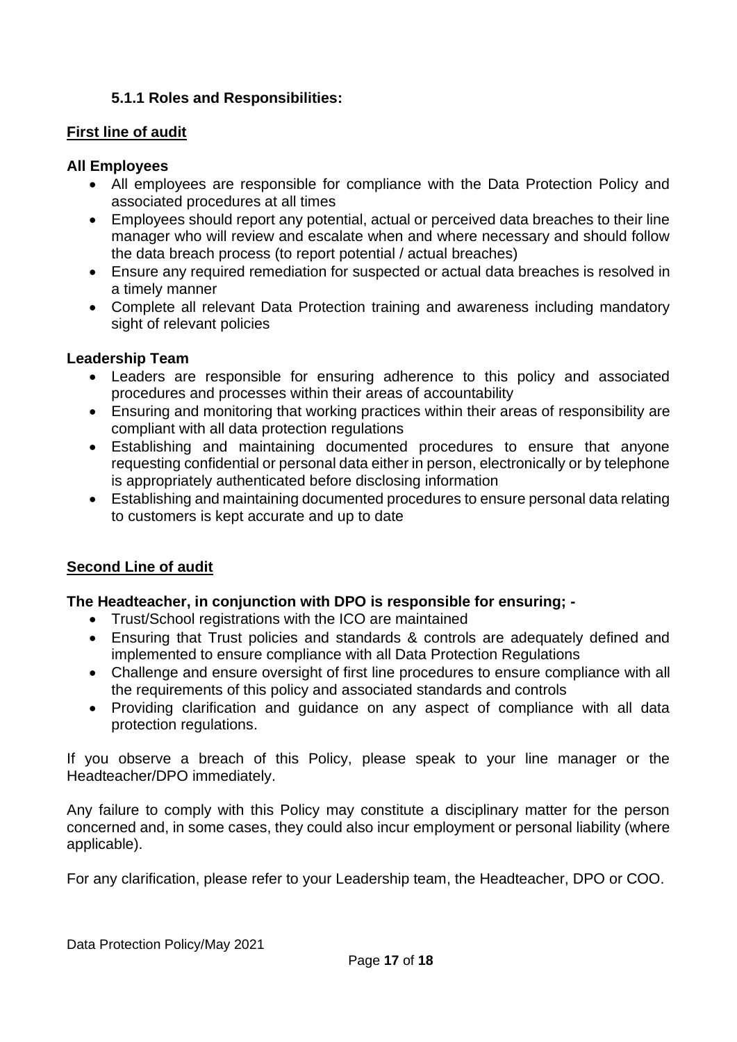### 5.1.1 Roles and Responsibilities:

**First line of audit**

**All Employees**

- All employees are responsible for compliance with the Data Protection Policy and associated procedures at all times
- Employees should report any potential, actual or perceived data breaches to their line manager who will review and escalate when and where necessary and should follow the data breach process (to report potential / actual breaches)
- Ensure any required remediation for suspected or actual data breaches is resolved in a timely manner
- Complete all relevant Data Protection training and awareness including mandatory sight of relevant policies

**Leadership Team**

- Leaders are responsible for ensuring adherence to this policy and associated procedures and processes within their areas of accountability
- Ensuring and monitoring that working practices within their areas of responsibility are compliant with all data protection regulations
- Establishing and maintaining documented procedures to ensure that anyone requesting confidential or personal data either in person, electronically or by telephone is appropriately authenticated before disclosing information
- Establishing and maintaining documented procedures to ensure personal data relating to customers is kept accurate and up to date

**Second Line of audit**

**The Headteacher, in conjunction with DPO is responsible for ensuring; -**

- Trust/School registrations with the ICO are maintained
- Ensuring that Trust policies and standards & controls are adequately defined and implemented to ensure compliance with all Data Protection Regulations
- Challenge and ensure oversight of first line procedures to ensure compliance with all the requirements of this policy and associated standards and controls
- Providing clarification and guidance on any aspect of compliance with all data protection regulations.

If you observe a breach of this Policy, please speak to your line manager or the Headteacher/DPO immediately.

Any failure to comply with this Policy may constitute a disciplinary matter for the person concerned and, in some cases, they could also incur employment or personal liability (where applicable).

For any clarification, please refer to your Leadership team, the Headteacher, DPO or COO.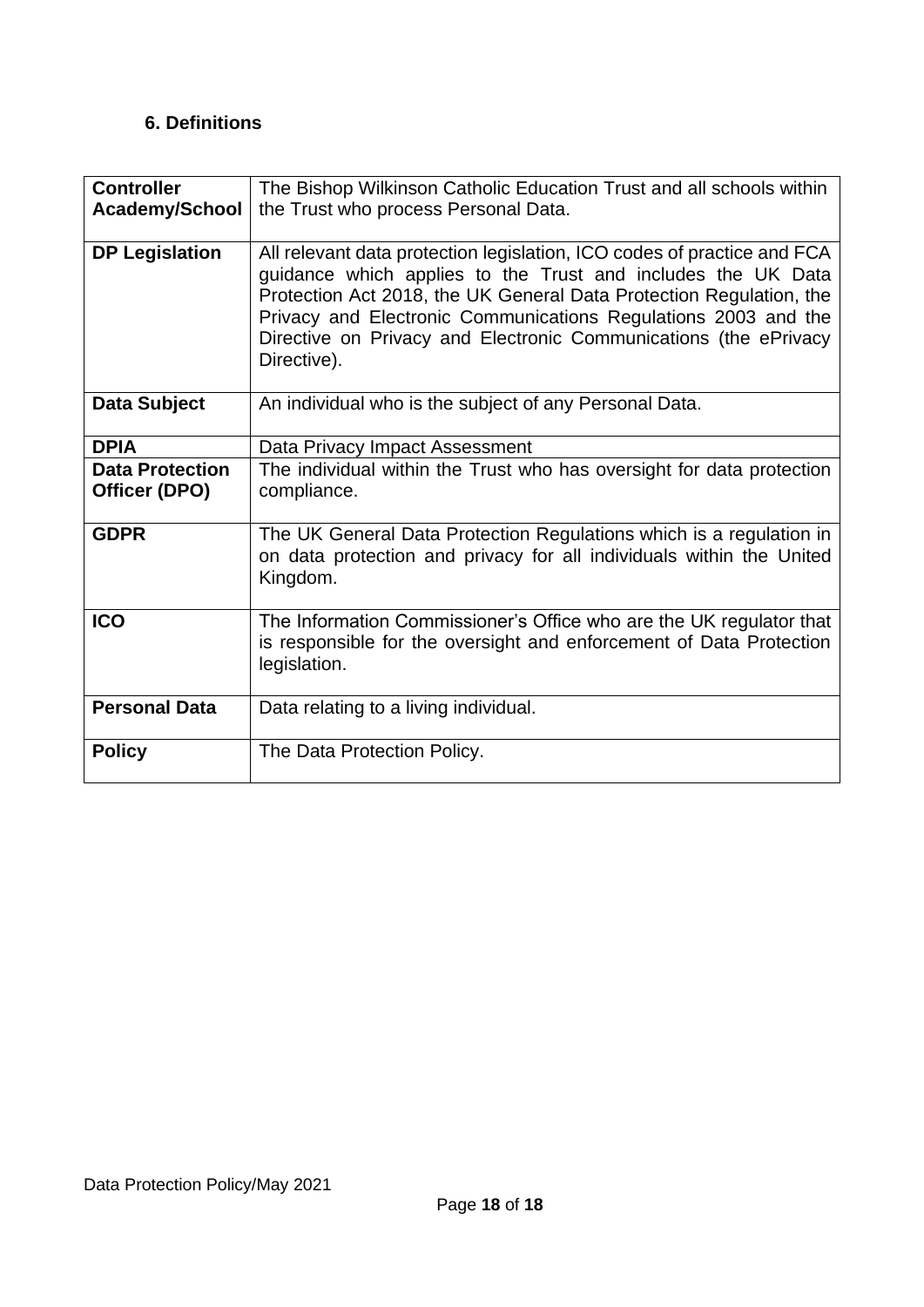### 6. Definitions

| | |
|---|---|
| **Controller Academy/School** | The Bishop Wilkinson Catholic Education Trust and all schools within the Trust who process Personal Data. |
| **DP Legislation** | All relevant data protection legislation, ICO codes of practice and FCA guidance which applies to the Trust and includes the UK Data Protection Act 2018, the UK General Data Protection Regulation, the Privacy and Electronic Communications Regulations 2003 and the Directive on Privacy and Electronic Communications (the ePrivacy Directive). |
| **Data Subject** | An individual who is the subject of any Personal Data. |
| **DPIA** | Data Privacy Impact Assessment |
| **Data Protection Officer (DPO)** | The individual within the Trust who has oversight for data protection compliance. |
| **GDPR** | The UK General Data Protection Regulations which is a regulation in on data protection and privacy for all individuals within the United Kingdom. |
| **ICO** | The Information Commissioner's Office who are the UK regulator that is responsible for the oversight and enforcement of Data Protection legislation. |
| **Personal Data** | Data relating to a living individual. |
| **Policy** | The Data Protection Policy. |